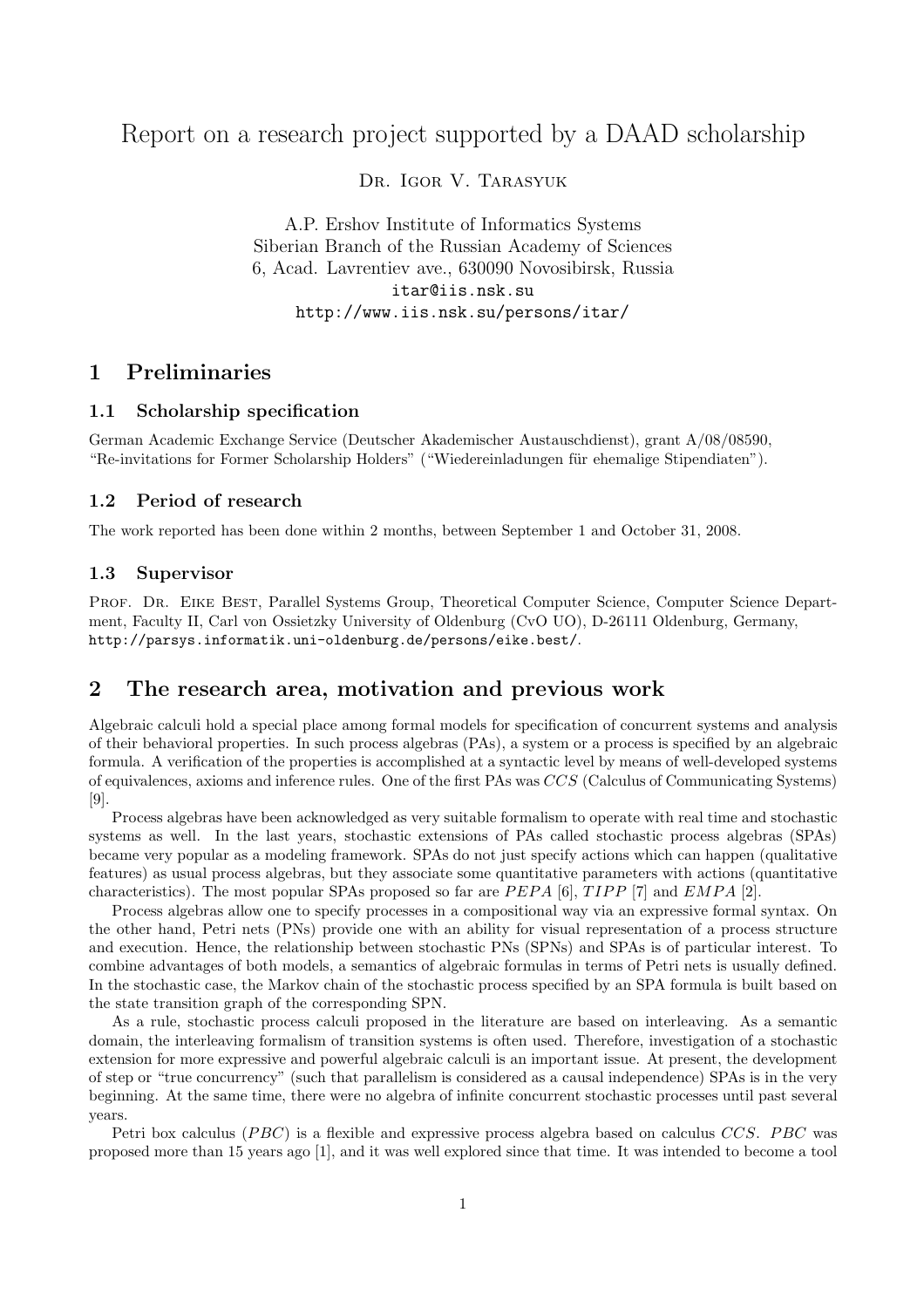# Report on a research project supported by a DAAD scholarship

Dr. Igor V. Tarasyuk

A.P. Ershov Institute of Informatics Systems
Siberian Branch of the Russian Academy of Sciences
6, Acad. Lavrentiev ave., 630090 Novosibirsk, Russia
itar@iis.nsk.su
http://www.iis.nsk.su/persons/itar/

## 1 Preliminaries

### 1.1 Scholarship specification

German Academic Exchange Service (Deutscher Akademischer Austauschdienst), grant A/08/08590, “Re-invitations for Former Scholarship Holders” (“Wiedereinladungen für ehemalige Stipendiaten”).

### 1.2 Period of research

The work reported has been done within 2 months, between September 1 and October 31, 2008.

### 1.3 Supervisor

Prof. Dr. Eike Best, Parallel Systems Group, Theoretical Computer Science, Computer Science Department, Faculty II, Carl von Ossietzky University of Oldenburg (CvO UO), D-26111 Oldenburg, Germany, http://parsys.informatik.uni-oldenburg.de/persons/eike.best/.

## 2 The research area, motivation and previous work

Algebraic calculi hold a special place among formal models for specification of concurrent systems and analysis of their behavioral properties. In such process algebras (PAs), a system or a process is specified by an algebraic formula. A verification of the properties is accomplished at a syntactic level by means of well-developed systems of equivalences, axioms and inference rules. One of the first PAs was $CCS$ (Calculus of Communicating Systems) [9].

Process algebras have been acknowledged as very suitable formalism to operate with real time and stochastic systems as well. In the last years, stochastic extensions of PAs called stochastic process algebras (SPAs) became very popular as a modeling framework. SPAs do not just specify actions which can happen (qualitative features) as usual process algebras, but they associate some quantitative parameters with actions (quantitative characteristics). The most popular SPAs proposed so far are $PEPA$ [6], $TIPP$ [7] and $EMPA$ [2].

Process algebras allow one to specify processes in a compositional way via an expressive formal syntax. On the other hand, Petri nets (PNs) provide one with an ability for visual representation of a process structure and execution. Hence, the relationship between stochastic PNs (SPNs) and SPAs is of particular interest. To combine advantages of both models, a semantics of algebraic formulas in terms of Petri nets is usually defined. In the stochastic case, the Markov chain of the stochastic process specified by an SPA formula is built based on the state transition graph of the corresponding SPN.

As a rule, stochastic process calculi proposed in the literature are based on interleaving. As a semantic domain, the interleaving formalism of transition systems is often used. Therefore, investigation of a stochastic extension for more expressive and powerful algebraic calculi is an important issue. At present, the development of step or “true concurrency” (such that parallelism is considered as a causal independence) SPAs is in the very beginning. At the same time, there were no algebra of infinite concurrent stochastic processes until past several years.

Petri box calculus ($PBC$) is a flexible and expressive process algebra based on calculus $CCS$. $PBC$ was proposed more than 15 years ago [1], and it was well explored since that time. It was intended to become a tool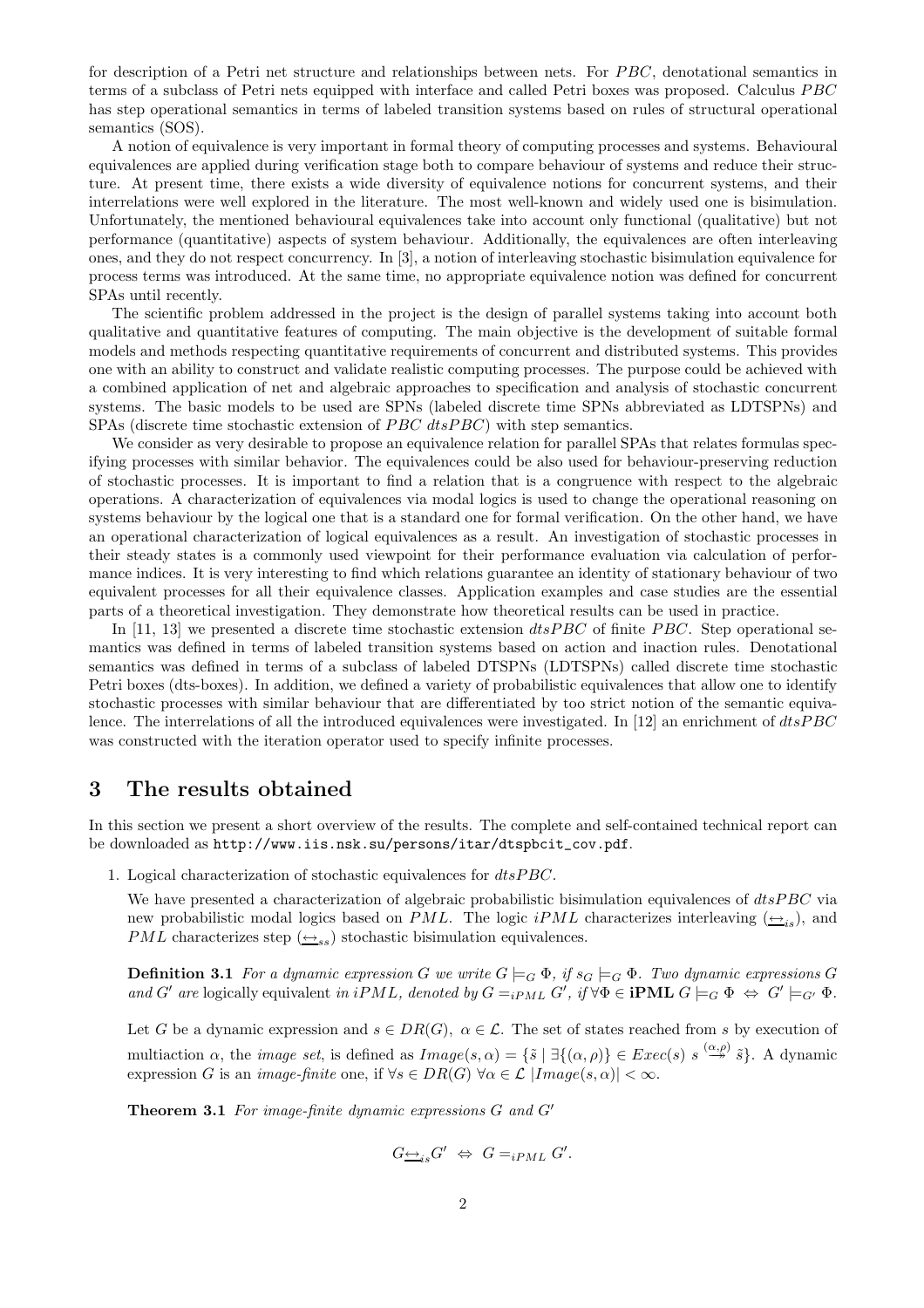for description of a Petri net structure and relationships between nets. For $PBC$, denotational semantics in terms of a subclass of Petri nets equipped with interface and called Petri boxes was proposed. Calculus $PBC$ has step operational semantics in terms of labeled transition systems based on rules of structural operational semantics (SOS).

A notion of equivalence is very important in formal theory of computing processes and systems. Behavioural equivalences are applied during verification stage both to compare behaviour of systems and reduce their structure. At present time, there exists a wide diversity of equivalence notions for concurrent systems, and their interrelations were well explored in the literature. The most well-known and widely used one is bisimulation. Unfortunately, the mentioned behavioural equivalences take into account only functional (qualitative) but not performance (quantitative) aspects of system behaviour. Additionally, the equivalences are often interleaving ones, and they do not respect concurrency. In [3], a notion of interleaving stochastic bisimulation equivalence for process terms was introduced. At the same time, no appropriate equivalence notion was defined for concurrent SPAs until recently.

The scientific problem addressed in the project is the design of parallel systems taking into account both qualitative and quantitative features of computing. The main objective is the development of suitable formal models and methods respecting quantitative requirements of concurrent and distributed systems. This provides one with an ability to construct and validate realistic computing processes. The purpose could be achieved with a combined application of net and algebraic approaches to specification and analysis of stochastic concurrent systems. The basic models to be used are SPNs (labeled discrete time SPNs abbreviated as LDTSPNs) and SPAs (discrete time stochastic extension of $PBC$ $dtsPBC$) with step semantics.

We consider as very desirable to propose an equivalence relation for parallel SPAs that relates formulas specifying processes with similar behavior. The equivalences could be also used for behaviour-preserving reduction of stochastic processes. It is important to find a relation that is a congruence with respect to the algebraic operations. A characterization of equivalences via modal logics is used to change the operational reasoning on systems behaviour by the logical one that is a standard one for formal verification. On the other hand, we have an operational characterization of logical equivalences as a result. An investigation of stochastic processes in their steady states is a commonly used viewpoint for their performance evaluation via calculation of performance indices. It is very interesting to find which relations guarantee an identity of stationary behaviour of two equivalent processes for all their equivalence classes. Application examples and case studies are the essential parts of a theoretical investigation. They demonstrate how theoretical results can be used in practice.

In [11, 13] we presented a discrete time stochastic extension $dtsPBC$ of finite $PBC$. Step operational semantics was defined in terms of labeled transition systems based on action and inaction rules. Denotational semantics was defined in terms of a subclass of labeled DTSPNs (LDTSPNs) called discrete time stochastic Petri boxes (dts-boxes). In addition, we defined a variety of probabilistic equivalences that allow one to identify stochastic processes with similar behaviour that are differentiated by too strict notion of the semantic equivalence. The interrelations of all the introduced equivalences were investigated. In [12] an enrichment of $dtsPBC$ was constructed with the iteration operator used to specify infinite processes.

## 3 The results obtained

In this section we present a short overview of the results. The complete and self-contained technical report can be downloaded as `http://www.iis.nsk.su/persons/itar/dtspbcit_cov.pdf`.

1. Logical characterization of stochastic equivalences for $dtsPBC$.

   We have presented a characterization of algebraic probabilistic bisimulation equivalences of $dtsPBC$ via new probabilistic modal logics based on $PML$. The logic $iPML$ characterizes interleaving ($\underline{\leftrightarrow}_{is}$), and $PML$ characterizes step ($\underline{\leftrightarrow}_{ss}$) stochastic bisimulation equivalences.

   **Definition 3.1** *For a dynamic expression $G$ we write $G \models_G \Phi$, if $s_G \models_G \Phi$. Two dynamic expressions $G$ and $G'$ are* logically equivalent *in $iPML$, denoted by $G =_{iPML} G'$, if $\forall \Phi \in \mathbf{iPML}\ G \models_G \Phi \ \Leftrightarrow\ G' \models_{G'} \Phi$.*

   Let $G$ be a dynamic expression and $s \in DR(G),\ \alpha \in \mathcal{L}$. The set of states reached from $s$ by execution of multiaction $\alpha$, the *image set*, is defined as $Image(s, \alpha) = \{\tilde{s} \mid \exists \{(\alpha, \rho)\} \in Exec(s)\ s \stackrel{(\alpha,\rho)}{\to} \tilde{s}\}$. A dynamic expression $G$ is an *image-finite* one, if $\forall s \in DR(G)\ \forall \alpha \in \mathcal{L}\ |Image(s, \alpha)| < \infty$.

   **Theorem 3.1** *For image-finite dynamic expressions $G$ and $G'$*

   $$G \underline{\leftrightarrow}_{is} G' \ \Leftrightarrow\ G =_{iPML} G'.$$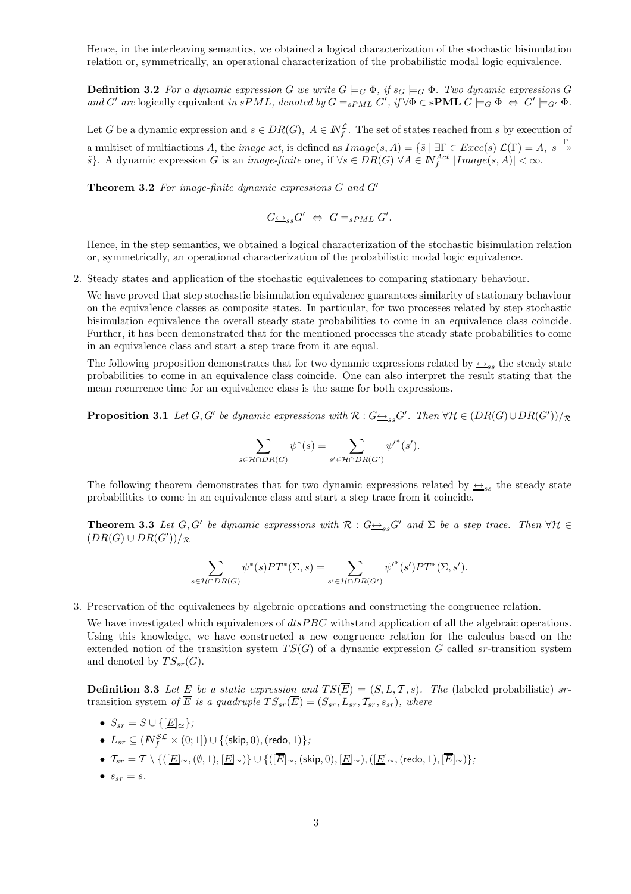Hence, in the interleaving semantics, we obtained a logical characterization of the stochastic bisimulation relation or, symmetrically, an operational characterization of the probabilistic modal logic equivalence.

**Definition 3.2** *For a dynamic expression $G$ we write $G \models_G \Phi$, if $s_G \models_G \Phi$. Two dynamic expressions $G$ and $G'$ are* logically equivalent *in sPML, denoted by $G =_{sPML} G'$, if $\forall \Phi \in \mathbf{sPML}\ G \models_G \Phi \ \Leftrightarrow\ G' \models_{G'} \Phi$.*

Let $G$ be a dynamic expression and $s \in DR(G),\ A \in \mathbb{N}_f^{\mathcal{L}}$. The set of states reached from $s$ by execution of a multiset of multiactions $A$, the *image set*, is defined as $Image(s, A) = \{\tilde{s} \mid \exists \Gamma \in Exec(s)\ \mathcal{L}(\Gamma) = A,\ s \stackrel{\Gamma}{\twoheadrightarrow} \tilde{s}\}$. A dynamic expression $G$ is an *image-finite* one, if $\forall s \in DR(G)\ \forall A \in \mathbb{N}_f^{Act}\ |Image(s, A)| < \infty$.

**Theorem 3.2** *For image-finite dynamic expressions $G$ and $G'$*

$$G \underline{\leftrightarrow}_{ss} G' \ \Leftrightarrow\ G =_{sPML} G'.$$

Hence, in the step semantics, we obtained a logical characterization of the stochastic bisimulation relation or, symmetrically, an operational characterization of the probabilistic modal logic equivalence.

2. Steady states and application of the stochastic equivalences to comparing stationary behaviour.

   We have proved that step stochastic bisimulation equivalence guarantees similarity of stationary behaviour on the equivalence classes as composite states. In particular, for two processes related by step stochastic bisimulation equivalence the overall steady state probabilities to come in an equivalence class coincide. Further, it has been demonstrated that for the mentioned processes the steady state probabilities to come in an equivalence class and start a step trace from it are equal.

   The following proposition demonstrates that for two dynamic expressions related by $\underline{\leftrightarrow}_{ss}$ the steady state probabilities to come in an equivalence class coincide. One can also interpret the result stating that the mean recurrence time for an equivalence class is the same for both expressions.

   **Proposition 3.1** *Let $G, G'$ be dynamic expressions with $\mathcal{R} : G \underline{\leftrightarrow}_{ss} G'$. Then $\forall \mathcal{H} \in (DR(G) \cup DR(G'))/_{\mathcal{R}}$*

$$\sum_{s \in \mathcal{H} \cap DR(G)} \psi^*(s) = \sum_{s' \in \mathcal{H} \cap DR(G')} {\psi'}^*(s').$$

   The following theorem demonstrates that for two dynamic expressions related by $\underline{\leftrightarrow}_{ss}$ the steady state probabilities to come in an equivalence class and start a step trace from it coincide.

   **Theorem 3.3** *Let $G, G'$ be dynamic expressions with $\mathcal{R} : G \underline{\leftrightarrow}_{ss} G'$ and $\Sigma$ be a step trace. Then $\forall \mathcal{H} \in (DR(G) \cup DR(G'))/_{\mathcal{R}}$*

$$\sum_{s \in \mathcal{H} \cap DR(G)} \psi^*(s) PT^*(\Sigma, s) = \sum_{s' \in \mathcal{H} \cap DR(G')} {\psi'}^*(s') PT^*(\Sigma, s').$$

3. Preservation of the equivalences by algebraic operations and constructing the congruence relation.

   We have investigated which equivalences of $dtsPBC$ withstand application of all the algebraic operations. Using this knowledge, we have constructed a new congruence relation for the calculus based on the extended notion of the transition system $TS(G)$ of a dynamic expression $G$ called *sr*-transition system and denoted by $TS_{sr}(G)$.

   **Definition 3.3** *Let $E$ be a static expression and $TS(\overline{E}) = (S, L, \mathcal{T}, s)$. The* (labeled probabilistic) *sr*-transition system *of $\overline{E}$ is a quadruple $TS_{sr}(\overline{E}) = (S_{sr}, L_{sr}, \mathcal{T}_{sr}, s_{sr})$, where*

   - $S_{sr} = S \cup \{[\underline{E}]_{\simeq}\}$;
   - $L_{sr} \subseteq (\mathbb{N}_f^{\mathcal{SL}} \times (0; 1]) \cup \{(\mathsf{skip}, 0), (\mathsf{redo}, 1)\}$;
   - $\mathcal{T}_{sr} = \mathcal{T} \setminus \{([\underline{E}]_{\simeq}, (\emptyset, 1), [\underline{E}]_{\simeq})\} \cup \{([\overline{E}]_{\simeq}, (\mathsf{skip}, 0), [\underline{E}]_{\simeq}), ([\underline{E}]_{\simeq}, (\mathsf{redo}, 1), [\overline{E}]_{\simeq})\}$;
   - $s_{sr} = s$.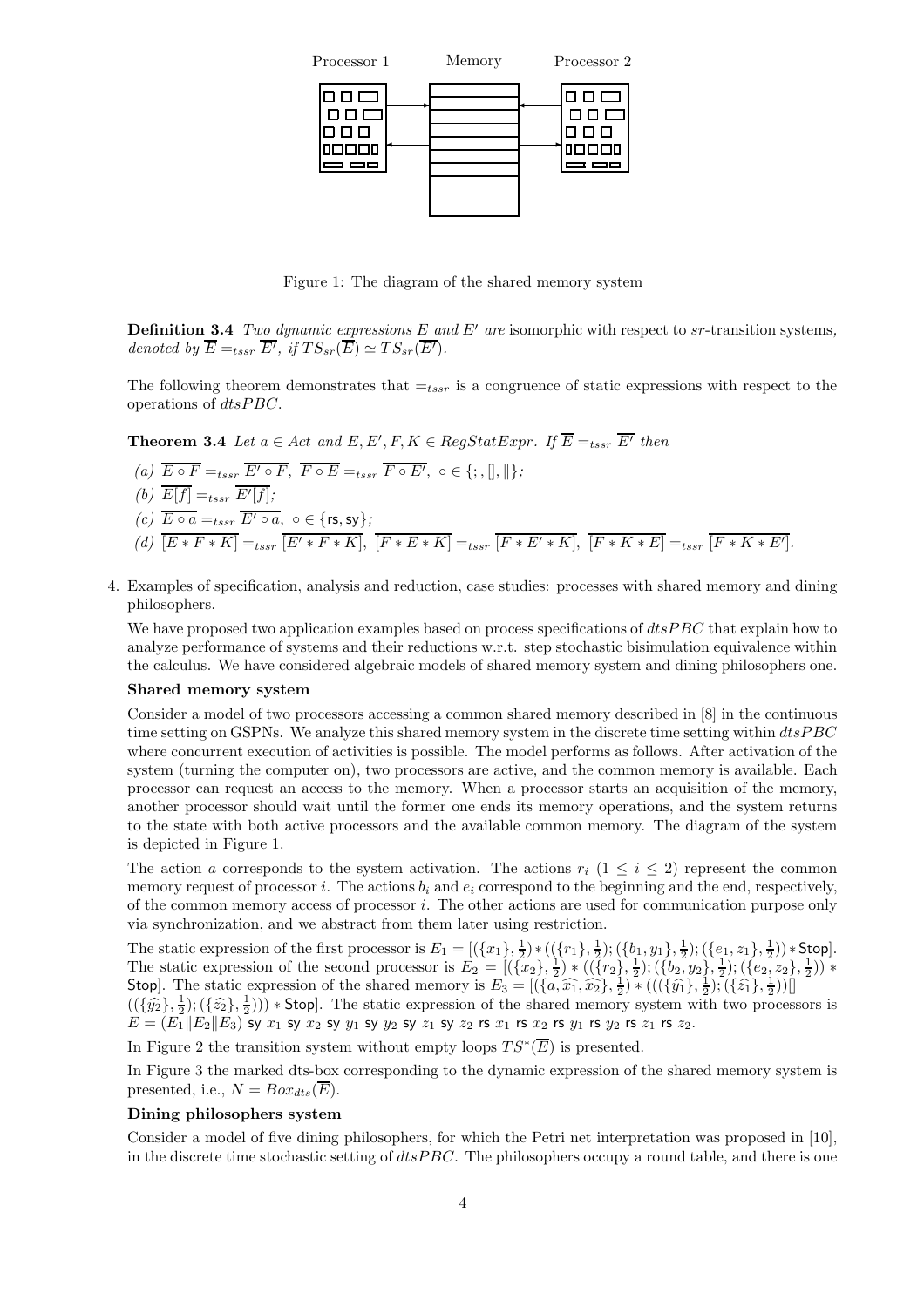Figure 1: The diagram of the shared memory system

**Definition 3.4** *Two dynamic expressions* $\overline{E}$ *and* $\overline{E'}$ *are* isomorphic with respect to *sr*-transition systems*, denoted by* $\overline{E} =_{tssr} \overline{E'}$*, if* $TS_{sr}(\overline{E}) \simeq TS_{sr}(\overline{E'})$.

The following theorem demonstrates that $=_{tssr}$ is a congruence of static expressions with respect to the operations of $dtsPBC$.

**Theorem 3.4** *Let* $a \in Act$ *and* $E, E', F, K \in RegStatExpr$. *If* $\overline{E} =_{tssr} \overline{E'}$ *then*

*(a)* $\overline{E \circ F} =_{tssr} \overline{E' \circ F},\ \overline{F \circ E} =_{tssr} \overline{F \circ E'},\ \circ \in \{;, [], \|\}$;

*(b)* $\overline{E[f]} =_{tssr} \overline{E'[f]}$;

*(c)* $\overline{E \circ a} =_{tssr} \overline{E' \circ a},\ \circ \in \{\mathsf{rs}, \mathsf{sy}\}$;

*(d)* $\overline{[E * F * K]} =_{tssr} \overline{[E' * F * K]},\ \overline{[F * E * K]} =_{tssr} \overline{[F * E' * K]},\ \overline{[F * K * E]} =_{tssr} \overline{[F * K * E']}$.

4. Examples of specification, analysis and reduction, case studies: processes with shared memory and dining philosophers.

We have proposed two application examples based on process specifications of $dtsPBC$ that explain how to analyze performance of systems and their reductions w.r.t. step stochastic bisimulation equivalence within the calculus. We have considered algebraic models of shared memory system and dining philosophers one.

**Shared memory system**

Consider a model of two processors accessing a common shared memory described in [8] in the continuous time setting on GSPNs. We analyze this shared memory system in the discrete time setting within $dtsPBC$ where concurrent execution of activities is possible. The model performs as follows. After activation of the system (turning the computer on), two processors are active, and the common memory is available. Each processor can request an access to the memory. When a processor starts an acquisition of the memory, another processor should wait until the former one ends its memory operations, and the system returns to the state with both active processors and the available common memory. The diagram of the system is depicted in Figure 1.

The action $a$ corresponds to the system activation. The actions $r_i$ ($1 \leq i \leq 2$) represent the common memory request of processor $i$. The actions $b_i$ and $e_i$ correspond to the beginning and the end, respectively, of the common memory access of processor $i$. The other actions are used for communication purpose only via synchronization, and we abstract from them later using restriction.

The static expression of the first processor is $E_1 = [(\{x_1\}, \frac{1}{2}) * ((\{r_1\}, \frac{1}{2}); (\{b_1, y_1\}, \frac{1}{2}); (\{e_1, z_1\}, \frac{1}{2})) * \mathsf{Stop}]$. The static expression of the second processor is $E_2 = [(\{x_2\}, \frac{1}{2}) * ((\{r_2\}, \frac{1}{2}); (\{b_2, y_2\}, \frac{1}{2}); (\{e_2, z_2\}, \frac{1}{2})) * \mathsf{Stop}]$. The static expression of the shared memory is $E_3 = [(\{a, \widehat{x_1}, \widehat{x_2}\}, \frac{1}{2}) * (((\{\widehat{y_1}\}, \frac{1}{2}); (\{\widehat{z_1}\}, \frac{1}{2}))[] ((\{\widehat{y_2}\}, \frac{1}{2}); (\{\widehat{z_2}\}, \frac{1}{2}))) * \mathsf{Stop}]$. The static expression of the shared memory system with two processors is $E = (E_1 \| E_2 \| E_3)$ sy $x_1$ sy $x_2$ sy $y_1$ sy $y_2$ sy $z_1$ sy $z_2$ rs $x_1$ rs $x_2$ rs $y_1$ rs $y_2$ rs $z_1$ rs $z_2$.

In Figure 2 the transition system without empty loops $TS^*(\overline{E})$ is presented.

In Figure 3 the marked dts-box corresponding to the dynamic expression of the shared memory system is presented, i.e., $N = Box_{dts}(\overline{E})$.

**Dining philosophers system**

Consider a model of five dining philosophers, for which the Petri net interpretation was proposed in [10], in the discrete time stochastic setting of $dtsPBC$. The philosophers occupy a round table, and there is one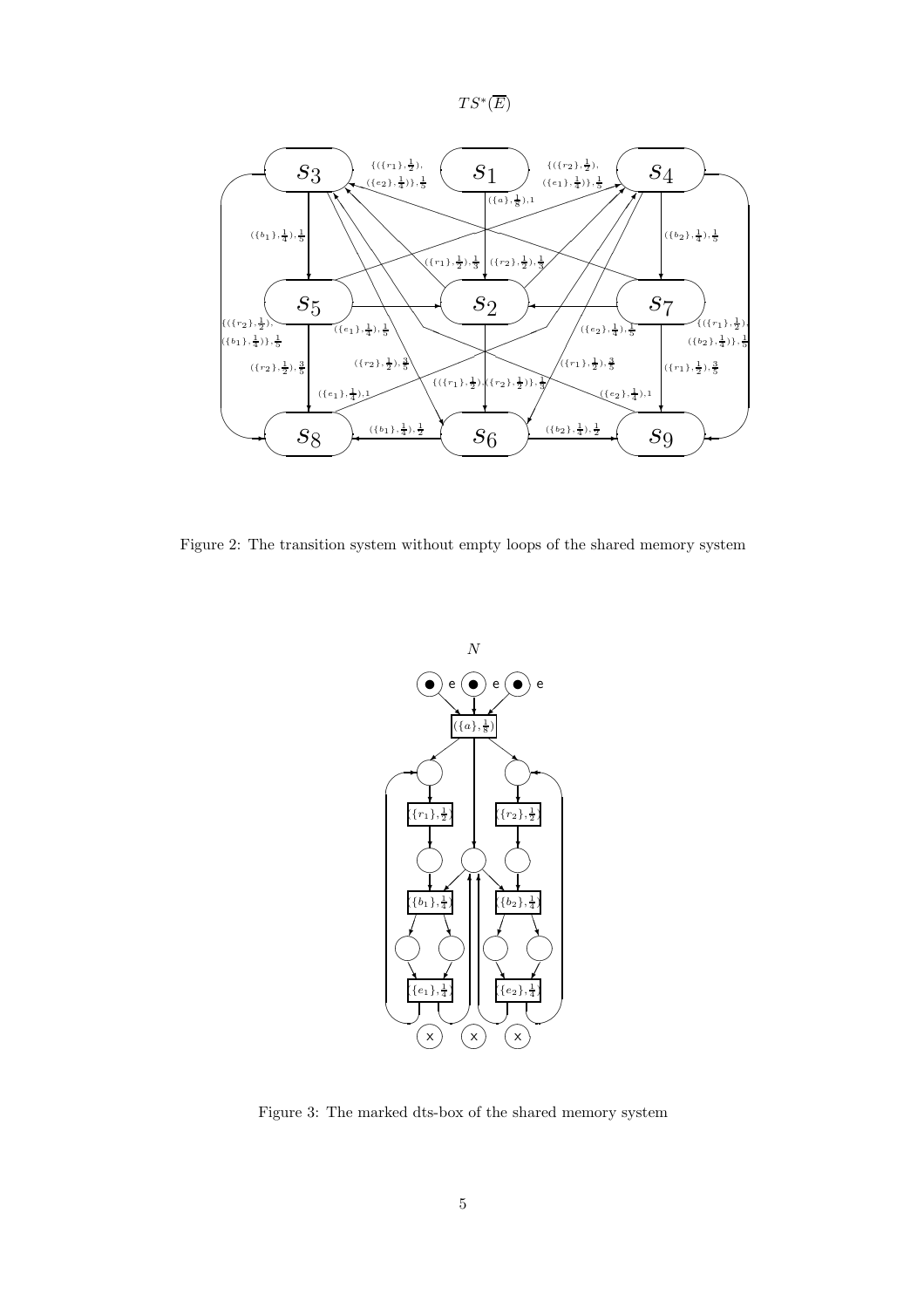$TS^*(\overline{E})$

Figure 2: The transition system without empty loops of the shared memory system

$N$

Figure 3: The marked dts-box of the shared memory system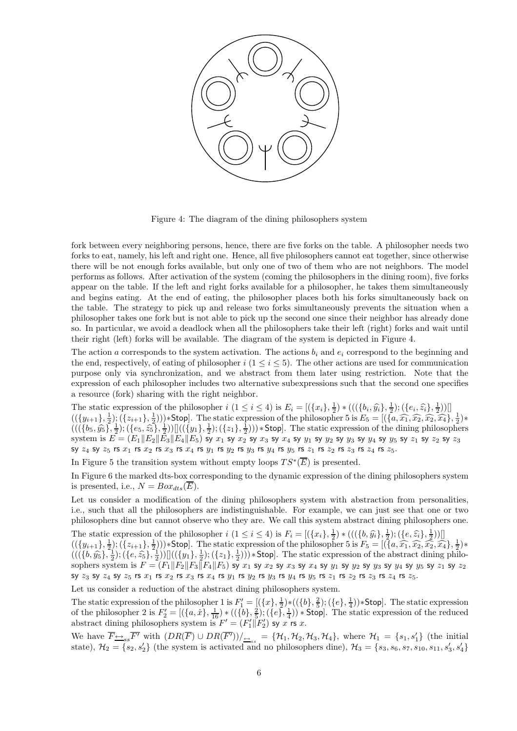Figure 4: The diagram of the dining philosophers system

fork between every neighboring persons, hence, there are five forks on the table. A philosopher needs two forks to eat, namely, his left and right one. Hence, all five philosophers cannot eat together, since otherwise there will be not enough forks available, but only one of two of them who are not neighbors. The model performs as follows. After activation of the system (coming the philosophers in the dining room), five forks appear on the table. If the left and right forks available for a philosopher, he takes them simultaneously and begins eating. At the end of eating, the philosopher places both his forks simultaneously back on the table. The strategy to pick up and release two forks simultaneously prevents the situation when a philosopher takes one fork but is not able to pick up the second one since their neighbor has already done so. In particular, we avoid a deadlock when all the philosophers take their left (right) forks and wait until their right (left) forks will be available. The diagram of the system is depicted in Figure 4.

The action $a$ corresponds to the system activation. The actions $b_i$ and $e_i$ correspond to the beginning and the end, respectively, of eating of philosopher $i$ $(1 \le i \le 5)$. The other actions are used for communication purpose only via synchronization, and we abstract from them later using restriction. Note that the expression of each philosopher includes two alternative subexpressions such that the second one specifies a resource (fork) sharing with the right neighbor.

The static expression of the philosopher $i$ $(1 \le i \le 4)$ is $E_i = [(\{x_i\}, \frac{1}{2}) * (((\{b_i, \widehat{y_i}\}, \frac{1}{2}); (\{e_i, \widehat{z_i}\}, \frac{1}{2}))[](( \{y_{i+1}\}, \frac{1}{2}); (\{z_{i+1}\}, \frac{1}{2}))) * \mathsf{Stop}]$. The static expression of the philosopher 5 is $E_5 = [(\{a, \widehat{x_1}, \widehat{x_2}, \widehat{x_2}, \widehat{x_4}\}, \frac{1}{2}) * (((\{b_5, \widehat{y_5}\}, \frac{1}{2}); (\{e_5, \widehat{z_5}\}, \frac{1}{2}))[]((\{y_1\}, \frac{1}{2}); (\{z_1\}, \frac{1}{2}))) * \mathsf{Stop}]$. The static expression of the dining philosophers system is $E = (E_1 \| E_2 \| E_3 \| E_4 \| E_5)$ sy $x_1$ sy $x_2$ sy $x_3$ sy $x_4$ sy $y_1$ sy $y_2$ sy $y_3$ sy $y_4$ sy $y_5$ sy $z_1$ sy $z_2$ sy $z_3$ sy $z_4$ sy $z_5$ rs $x_1$ rs $x_2$ rs $x_3$ rs $x_4$ rs $y_1$ rs $y_2$ rs $y_3$ rs $y_4$ rs $y_5$ rs $z_1$ rs $z_2$ rs $z_3$ rs $z_4$ rs $z_5$.

In Figure 5 the transition system without empty loops $TS^*(\overline{E})$ is presented.

In Figure 6 the marked dts-box corresponding to the dynamic expression of the dining philosophers system is presented, i.e., $N = Box_{dts}(\overline{E})$.

Let us consider a modification of the dining philosophers system with abstraction from personalities, i.e., such that all the philosophers are indistinguishable. For example, we can just see that one or two philosophers dine but cannot observe who they are. We call this system abstract dining philosophers one.

The static expression of the philosopher $i$ $(1 \le i \le 4)$ is $F_i = [(\{x_i\}, \frac{1}{2}) * (((\{b, \widehat{y_i}\}, \frac{1}{2}); (\{e, \widehat{z_i}\}, \frac{1}{2}))[](( \{y_{i+1}\}, \frac{1}{2}); (\{z_{i+1}\}, \frac{1}{2}))) * \mathsf{Stop}]$. The static expression of the philosopher 5 is $F_5 = [(\{a, \widehat{x_1}, \widehat{x_2}, \widehat{x_2}, \widehat{x_4}\}, \frac{1}{2}) * (((\{b, \widehat{y_5}\}, \frac{1}{2}); (\{e, \widehat{z_5}\}, \frac{1}{2}))[]((\{y_1\}, \frac{1}{2}); (\{z_1\}, \frac{1}{2}))) * \mathsf{Stop}]$. The static expression of the abstract dining philosophers system is $F = (F_1 \| F_2 \| F_3 \| F_4 \| F_5)$ sy $x_1$ sy $x_2$ sy $x_3$ sy $x_4$ sy $y_1$ sy $y_2$ sy $y_3$ sy $y_4$ sy $y_5$ sy $z_1$ sy $z_2$ sy $z_3$ sy $z_4$ sy $z_5$ rs $x_1$ rs $x_2$ rs $x_3$ rs $x_4$ rs $y_1$ rs $y_2$ rs $y_3$ rs $y_4$ rs $y_5$ rs $z_1$ rs $z_2$ rs $z_3$ rs $z_4$ rs $z_5$.

Let us consider a reduction of the abstract dining philosophers system.

The static expression of the philosopher 1 is $F'_1 = [(\{x\}, \frac{1}{2}) * ((\{b\}, \frac{2}{5}); (\{e\}, \frac{1}{4})) * \mathsf{Stop}]$. The static expression of the philosopher 2 is $F'_2 = [(\{a, \hat{x}\}, \frac{1}{16}) * ((\{b\}, \frac{2}{5}); (\{e\}, \frac{1}{4})) * \mathsf{Stop}]$. The static expression of the reduced abstract dining philosophers system is $F' = (F'_1 \| F'_2)$ sy $x$ rs $x$.

We have $\overline{F} \underline{\leftrightarrow}_{ss} \overline{F'}$ with $(DR(\overline{F}) \cup DR(\overline{F'}))/_{\underline{\leftrightarrow}_{ss}} = \{\mathcal{H}_1, \mathcal{H}_2, \mathcal{H}_3, \mathcal{H}_4\}$, where $\mathcal{H}_1 = \{s_1, s'_1\}$ (the initial state), $\mathcal{H}_2 = \{s_2, s'_2\}$ (the system is activated and no philosophers dine), $\mathcal{H}_3 = \{s_3, s_6, s_7, s_{10}, s_{11}, s'_3, s'_4\}$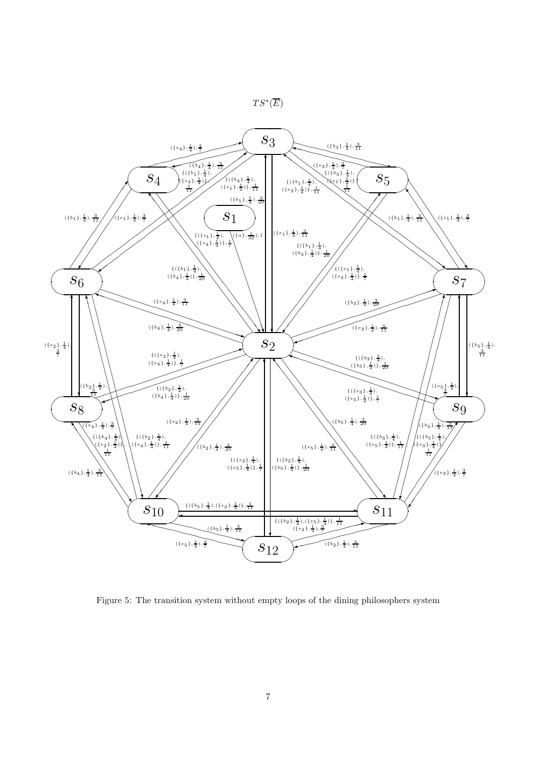$TS^*(\overline{E})$

Figure 5: The transition system without empty loops of the dining philosophers system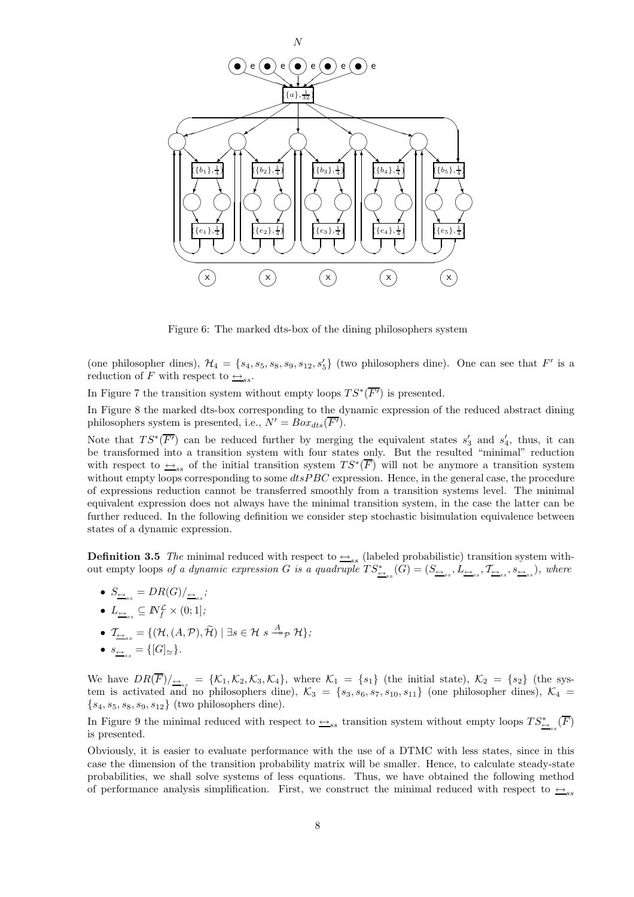Figure 6: The marked dts-box of the dining philosophers system

(one philosopher dines), $\mathcal{H}_4 = \{s_4, s_5, s_8, s_9, s_{12}, s_5'\}$ (two philosophers dine). One can see that $F'$ is a reduction of $F$ with respect to $\underline{\leftrightarrow}_{ss}$.

In Figure 7 the transition system without empty loops $TS^*(\overline{F'})$ is presented.

In Figure 8 the marked dts-box corresponding to the dynamic expression of the reduced abstract dining philosophers system is presented, i.e., $N' = Box_{dts}(\overline{F'})$.

Note that $TS^*(\overline{F'})$ can be reduced further by merging the equivalent states $s_3'$ and $s_4'$, thus, it can be transformed into a transition system with four states only. But the resulted "minimal" reduction with respect to $\underline{\leftrightarrow}_{ss}$ of the initial transition system $TS^*(\overline{F})$ will not be anymore a transition system without empty loops corresponding to some $dtsPBC$ expression. Hence, in the general case, the procedure of expressions reduction cannot be transferred smoothly from a transition systems level. The minimal equivalent expression does not always have the minimal transition system, in the case the latter can be further reduced. In the following definition we consider step stochastic bisimulation equivalence between states of a dynamic expression.

**Definition 3.5** *The* minimal reduced with respect to $\underline{\leftrightarrow}_{ss}$ (labeled probabilistic) transition system without empty loops *of a dynamic expression $G$ is a quadruple $TS^*_{\underline{\leftrightarrow}_{ss}}(G) = (S_{\underline{\leftrightarrow}_{ss}}, L_{\underline{\leftrightarrow}_{ss}}, \mathcal{T}_{\underline{\leftrightarrow}_{ss}}, s_{\underline{\leftrightarrow}_{ss}})$, where*

- $S_{\underline{\leftrightarrow}_{ss}} = DR(G)/_{\underline{\leftrightarrow}_{ss}}$;
- $L_{\underline{\leftrightarrow}_{ss}} \subseteq \mathbb{N}_f^{\mathcal{L}} \times (0;1]$;
- $\mathcal{T}_{\underline{\leftrightarrow}_{ss}} = \{(\mathcal{H}, (A, \mathcal{P}), \widetilde{\mathcal{H}}) \mid \exists s \in \mathcal{H}\ s \xrightarrow{A}_{\mathcal{P}} \mathcal{H}\}$;
- $s_{\underline{\leftrightarrow}_{ss}} = \{[G]_{\simeq}\}$.

We have $DR(\overline{F})/_{\underline{\leftrightarrow}_{ss}} = \{\mathcal{K}_1, \mathcal{K}_2, \mathcal{K}_3, \mathcal{K}_4\}$, where $\mathcal{K}_1 = \{s_1\}$ (the initial state), $\mathcal{K}_2 = \{s_2\}$ (the system is activated and no philosophers dine), $\mathcal{K}_3 = \{s_3, s_6, s_7, s_{10}, s_{11}\}$ (one philosopher dines), $\mathcal{K}_4 = \{s_4, s_5, s_8, s_9, s_{12}\}$ (two philosophers dine).

In Figure 9 the minimal reduced with respect to $\underline{\leftrightarrow}_{ss}$ transition system without empty loops $TS^*_{\underline{\leftrightarrow}_{ss}}(\overline{F})$ is presented.

Obviously, it is easier to evaluate performance with the use of a DTMC with less states, since in this case the dimension of the transition probability matrix will be smaller. Hence, to calculate steady-state probabilities, we shall solve systems of less equations. Thus, we have obtained the following method of performance analysis simplification. First, we construct the minimal reduced with respect to $\underline{\leftrightarrow}_{ss}$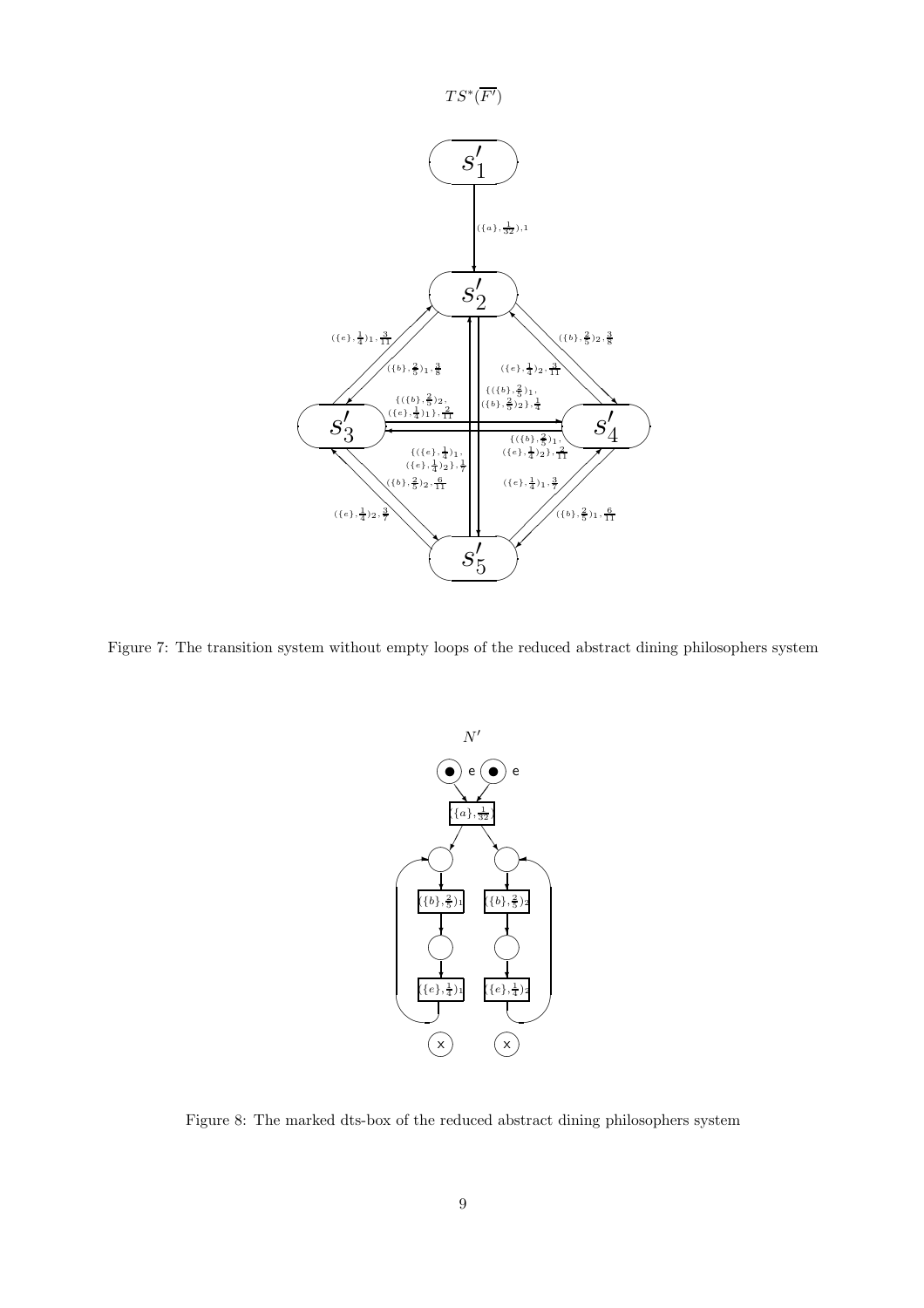Figure 7: The transition system without empty loops of the reduced abstract dining philosophers system

Figure 8: The marked dts-box of the reduced abstract dining philosophers system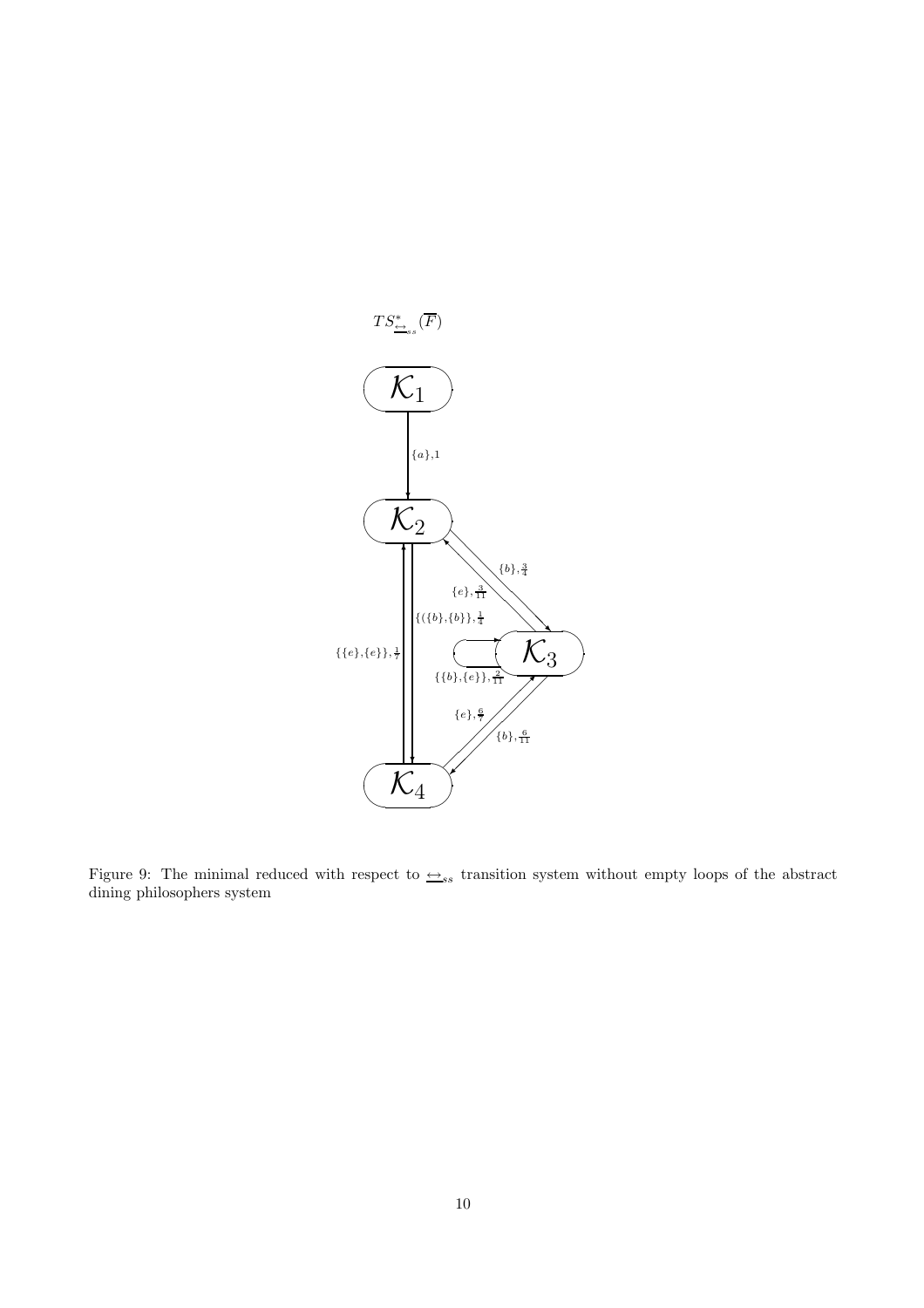$TS^{*}_{\underline{\leftrightarrow}_{ss}}(\overline{F})$

Figure 9: The minimal reduced with respect to $\underline{\leftrightarrow}_{ss}$ transition system without empty loops of the abstract dining philosophers system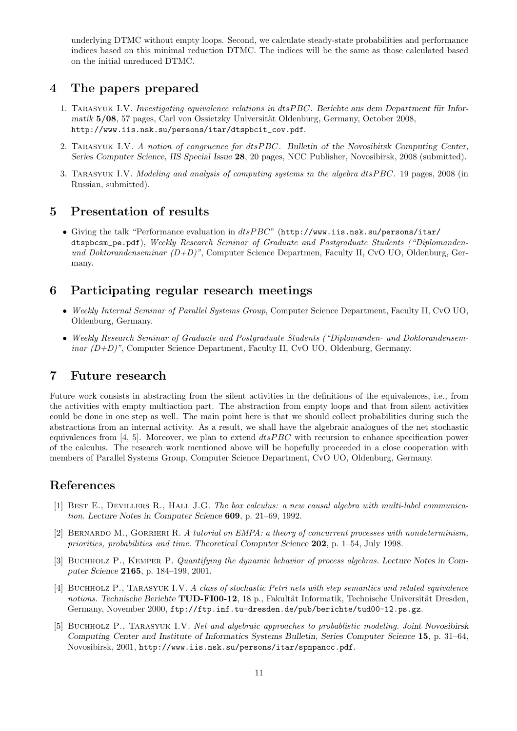underlying DTMC without empty loops. Second, we calculate steady-state probabilities and performance indices based on this minimal reduction DTMC. The indices will be the same as those calculated based on the initial unreduced DTMC.

## 4 The papers prepared

1. Tarasyuk I.V. *Investigating equivalence relations in dtsPBC*. *Berichte aus dem Department für Informatik* **5/08**, 57 pages, Carl von Ossietzky Universität Oldenburg, Germany, October 2008, `http://www.iis.nsk.su/persons/itar/dtspbcit_cov.pdf`.

2. Tarasyuk I.V. *A notion of congruence for dtsPBC*. *Bulletin of the Novosibirsk Computing Center, Series Computer Science, IIS Special Issue* **28**, 20 pages, NCC Publisher, Novosibirsk, 2008 (submitted).

3. Tarasyuk I.V. *Modeling and analysis of computing systems in the algebra dtsPBC*. 19 pages, 2008 (in Russian, submitted).

## 5 Presentation of results

- Giving the talk "Performance evaluation in *dtsPBC*" (`http://www.iis.nsk.su/persons/itar/dtspbcsm_pe.pdf`), *Weekly Research Seminar of Graduate and Postgraduate Students ("Diplomanden- und Doktorandenseminar (D+D)"*, Computer Science Departmen, Faculty II, CvO UO, Oldenburg, Germany.

## 6 Participating regular research meetings

- *Weekly Internal Seminar of Parallel Systems Group*, Computer Science Department, Faculty II, CvO UO, Oldenburg, Germany.
- *Weekly Research Seminar of Graduate and Postgraduate Students ("Diplomanden- und Doktorandenseminar (D+D)"*, Computer Science Department, Faculty II, CvO UO, Oldenburg, Germany.

## 7 Future research

Future work consists in abstracting from the silent activities in the definitions of the equivalences, i.e., from the activities with empty multiaction part. The abstraction from empty loops and that from silent activities could be done in one step as well. The main point here is that we should collect probabilities during such the abstractions from an internal activity. As a result, we shall have the algebraic analogues of the net stochastic equivalences from [4, 5]. Moreover, we plan to extend *dtsPBC* with recursion to enhance specification power of the calculus. The research work mentioned above will be hopefully proceeded in a close cooperation with members of Parallel Systems Group, Computer Science Department, CvO UO, Oldenburg, Germany.

## References

[1] Best E., Devillers R., Hall J.G. *The box calculus: a new causal algebra with multi-label communication.* *Lecture Notes in Computer Science* **609**, p. 21–69, 1992.

[2] Bernardo M., Gorrieri R. *A tutorial on EMPA: a theory of concurrent processes with nondeterminism, priorities, probabilities and time.* *Theoretical Computer Science* **202**, p. 1–54, July 1998.

[3] Buchholz P., Kemper P. *Quantifying the dynamic behavior of process algebras.* *Lecture Notes in Computer Science* **2165**, p. 184–199, 2001.

[4] Buchholz P., Tarasyuk I.V. *A class of stochastic Petri nets with step semantics and related equivalence notions.* *Technische Berichte* **TUD-FI00-12**, 18 p., Fakultät Informatik, Technische Universität Dresden, Germany, November 2000, `ftp://ftp.inf.tu-dresden.de/pub/berichte/tud00-12.ps.gz`.

[5] Buchholz P., Tarasyuk I.V. *Net and algebraic approaches to probablistic modeling.* *Joint Novosibirsk Computing Center and Institute of Informatics Systems Bulletin, Series Computer Science* **15**, p. 31–64, Novosibirsk, 2001, `http://www.iis.nsk.su/persons/itar/spnpancc.pdf`.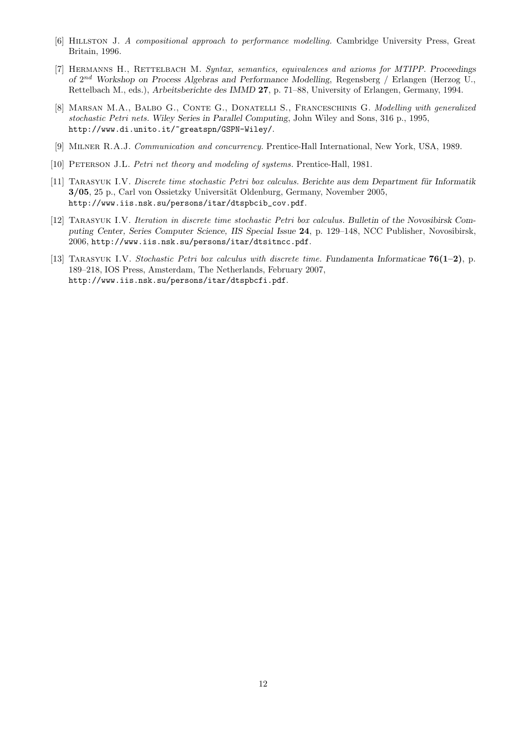[6] Hillston J. *A compositional approach to performance modelling.* Cambridge University Press, Great Britain, 1996.

[7] Hermanns H., Rettelbach M. *Syntax, semantics, equivalences and axioms for MTIPP. Proceedings of $2^{nd}$ Workshop on Process Algebras and Performance Modelling*, Regensberg / Erlangen (Herzog U., Rettelbach M., eds.), *Arbeitsberichte des IMMD* **27**, p. 71–88, University of Erlangen, Germany, 1994.

[8] Marsan M.A., Balbo G., Conte G., Donatelli S., Franceschinis G. *Modelling with generalized stochastic Petri nets. Wiley Series in Parallel Computing*, John Wiley and Sons, 316 p., 1995, `http://www.di.unito.it/~greatspn/GSPN-Wiley/`.

[9] Milner R.A.J. *Communication and concurrency.* Prentice-Hall International, New York, USA, 1989.

[10] Peterson J.L. *Petri net theory and modeling of systems.* Prentice-Hall, 1981.

[11] Tarasyuk I.V. *Discrete time stochastic Petri box calculus. Berichte aus dem Department für Informatik* **3/05**, 25 p., Carl von Ossietzky Universität Oldenburg, Germany, November 2005, `http://www.iis.nsk.su/persons/itar/dtspbcib_cov.pdf`.

[12] Tarasyuk I.V. *Iteration in discrete time stochastic Petri box calculus. Bulletin of the Novosibirsk Computing Center, Series Computer Science, IIS Special Issue* **24**, p. 129–148, NCC Publisher, Novosibirsk, 2006, `http://www.iis.nsk.su/persons/itar/dtsitncc.pdf`.

[13] Tarasyuk I.V. *Stochastic Petri box calculus with discrete time. Fundamenta Informaticae* **76(1–2)**, p. 189–218, IOS Press, Amsterdam, The Netherlands, February 2007, `http://www.iis.nsk.su/persons/itar/dtspbcfi.pdf`.